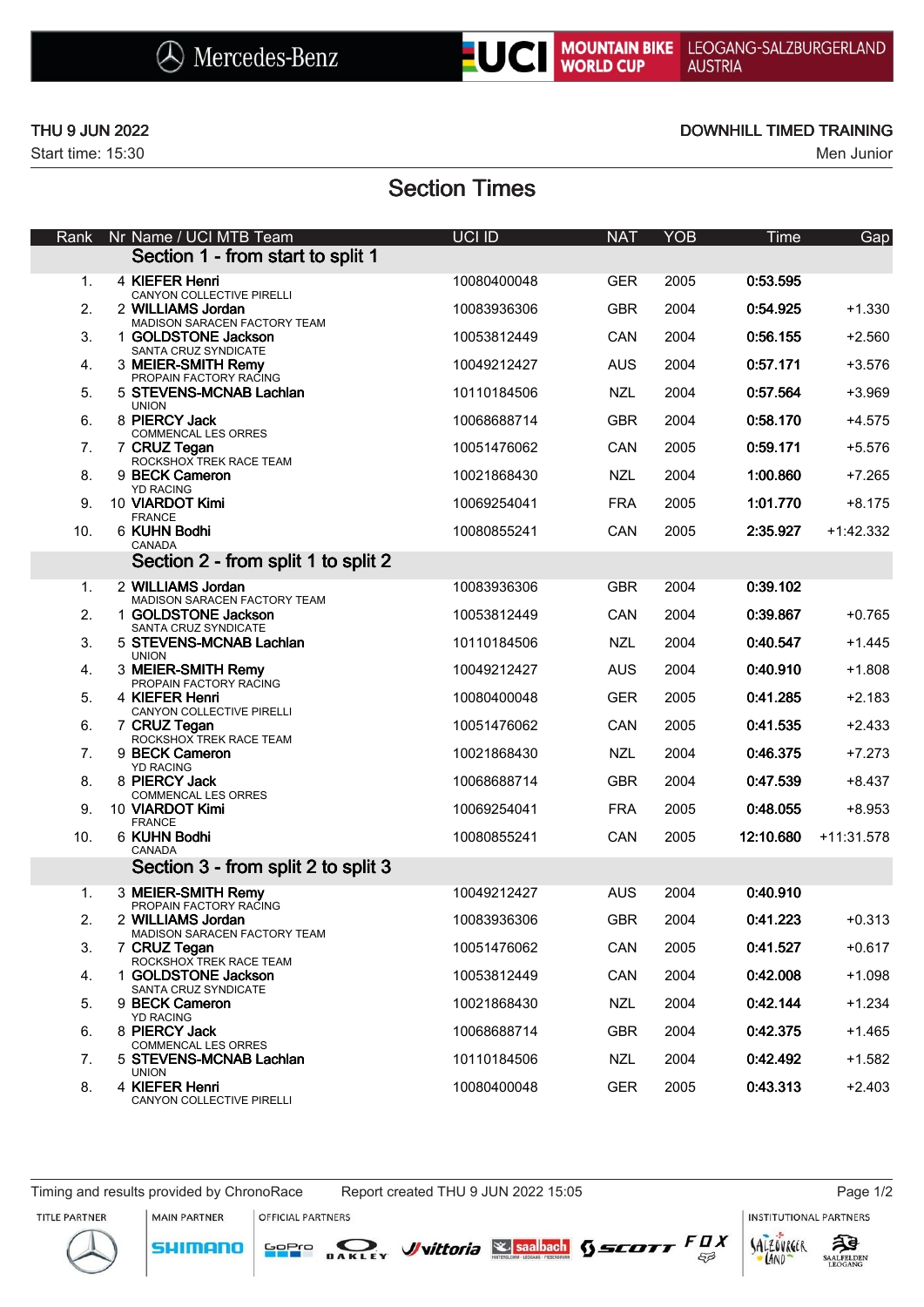Mercedes-Benz | UCI MOUNTAIN BIKE WORLD CUP | LEOGANG-SALZBURGERLAND AUSTRIA

THU 9 JUN 2022

Start time: 15:30

DOWNHILL TIMED TRAINING

Men Junior

# Section Times

| Rank | Nr | Name / UCI MTB Team | UCI ID | NAT | YOB | Time | Gap |
|---|---|---|---|---|---|---|---|
| | | **Section 1 - from start to split 1** | | | | | |
| 1. | 4 | **KIEFER Henri** CANYON COLLECTIVE PIRELLI | 10080400048 | GER | 2005 | **0:53.595** | |
| 2. | 2 | **WILLIAMS Jordan** MADISON SARACEN FACTORY TEAM | 10083936306 | GBR | 2004 | **0:54.925** | +1.330 |
| 3. | 1 | **GOLDSTONE Jackson** SANTA CRUZ SYNDICATE | 10053812449 | CAN | 2004 | **0:56.155** | +2.560 |
| 4. | 3 | **MEIER-SMITH Remy** PROPAIN FACTORY RACING | 10049212427 | AUS | 2004 | **0:57.171** | +3.576 |
| 5. | 5 | **STEVENS-MCNAB Lachlan** UNION | 10110184506 | NZL | 2004 | **0:57.564** | +3.969 |
| 6. | 8 | **PIERCY Jack** COMMENCAL LES ORRES | 10068688714 | GBR | 2004 | **0:58.170** | +4.575 |
| 7. | 7 | **CRUZ Tegan** ROCKSHOX TREK RACE TEAM | 10051476062 | CAN | 2005 | **0:59.171** | +5.576 |
| 8. | 9 | **BECK Cameron** YD RACING | 10021868430 | NZL | 2004 | **1:00.860** | +7.265 |
| 9. | 10 | **VIARDOT Kimi** FRANCE | 10069254041 | FRA | 2005 | **1:01.770** | +8.175 |
| 10. | 6 | **KUHN Bodhi** CANADA | 10080855241 | CAN | 2005 | **2:35.927** | +1:42.332 |
| | | **Section 2 - from split 1 to split 2** | | | | | |
| 1. | 2 | **WILLIAMS Jordan** MADISON SARACEN FACTORY TEAM | 10083936306 | GBR | 2004 | **0:39.102** | |
| 2. | 1 | **GOLDSTONE Jackson** SANTA CRUZ SYNDICATE | 10053812449 | CAN | 2004 | **0:39.867** | +0.765 |
| 3. | 5 | **STEVENS-MCNAB Lachlan** UNION | 10110184506 | NZL | 2004 | **0:40.547** | +1.445 |
| 4. | 3 | **MEIER-SMITH Remy** PROPAIN FACTORY RACING | 10049212427 | AUS | 2004 | **0:40.910** | +1.808 |
| 5. | 4 | **KIEFER Henri** CANYON COLLECTIVE PIRELLI | 10080400048 | GER | 2005 | **0:41.285** | +2.183 |
| 6. | 7 | **CRUZ Tegan** ROCKSHOX TREK RACE TEAM | 10051476062 | CAN | 2005 | **0:41.535** | +2.433 |
| 7. | 9 | **BECK Cameron** YD RACING | 10021868430 | NZL | 2004 | **0:46.375** | +7.273 |
| 8. | 8 | **PIERCY Jack** COMMENCAL LES ORRES | 10068688714 | GBR | 2004 | **0:47.539** | +8.437 |
| 9. | 10 | **VIARDOT Kimi** FRANCE | 10069254041 | FRA | 2005 | **0:48.055** | +8.953 |
| 10. | 6 | **KUHN Bodhi** CANADA | 10080855241 | CAN | 2005 | **12:10.680** | +11:31.578 |
| | | **Section 3 - from split 2 to split 3** | | | | | |
| 1. | 3 | **MEIER-SMITH Remy** PROPAIN FACTORY RACING | 10049212427 | AUS | 2004 | **0:40.910** | |
| 2. | 2 | **WILLIAMS Jordan** MADISON SARACEN FACTORY TEAM | 10083936306 | GBR | 2004 | **0:41.223** | +0.313 |
| 3. | 7 | **CRUZ Tegan** ROCKSHOX TREK RACE TEAM | 10051476062 | CAN | 2005 | **0:41.527** | +0.617 |
| 4. | 1 | **GOLDSTONE Jackson** SANTA CRUZ SYNDICATE | 10053812449 | CAN | 2004 | **0:42.008** | +1.098 |
| 5. | 9 | **BECK Cameron** YD RACING | 10021868430 | NZL | 2004 | **0:42.144** | +1.234 |
| 6. | 8 | **PIERCY Jack** COMMENCAL LES ORRES | 10068688714 | GBR | 2004 | **0:42.375** | +1.465 |
| 7. | 5 | **STEVENS-MCNAB Lachlan** UNION | 10110184506 | NZL | 2004 | **0:42.492** | +1.582 |
| 8. | 4 | **KIEFER Henri** CANYON COLLECTIVE PIRELLI | 10080400048 | GER | 2005 | **0:43.313** | +2.403 |

Timing and results provided by ChronoRace

Report created THU 9 JUN 2022 15:05

TITLE PARTNER | MAIN PARTNER | OFFICIAL PARTNERS | INSTITUTIONAL PARTNERS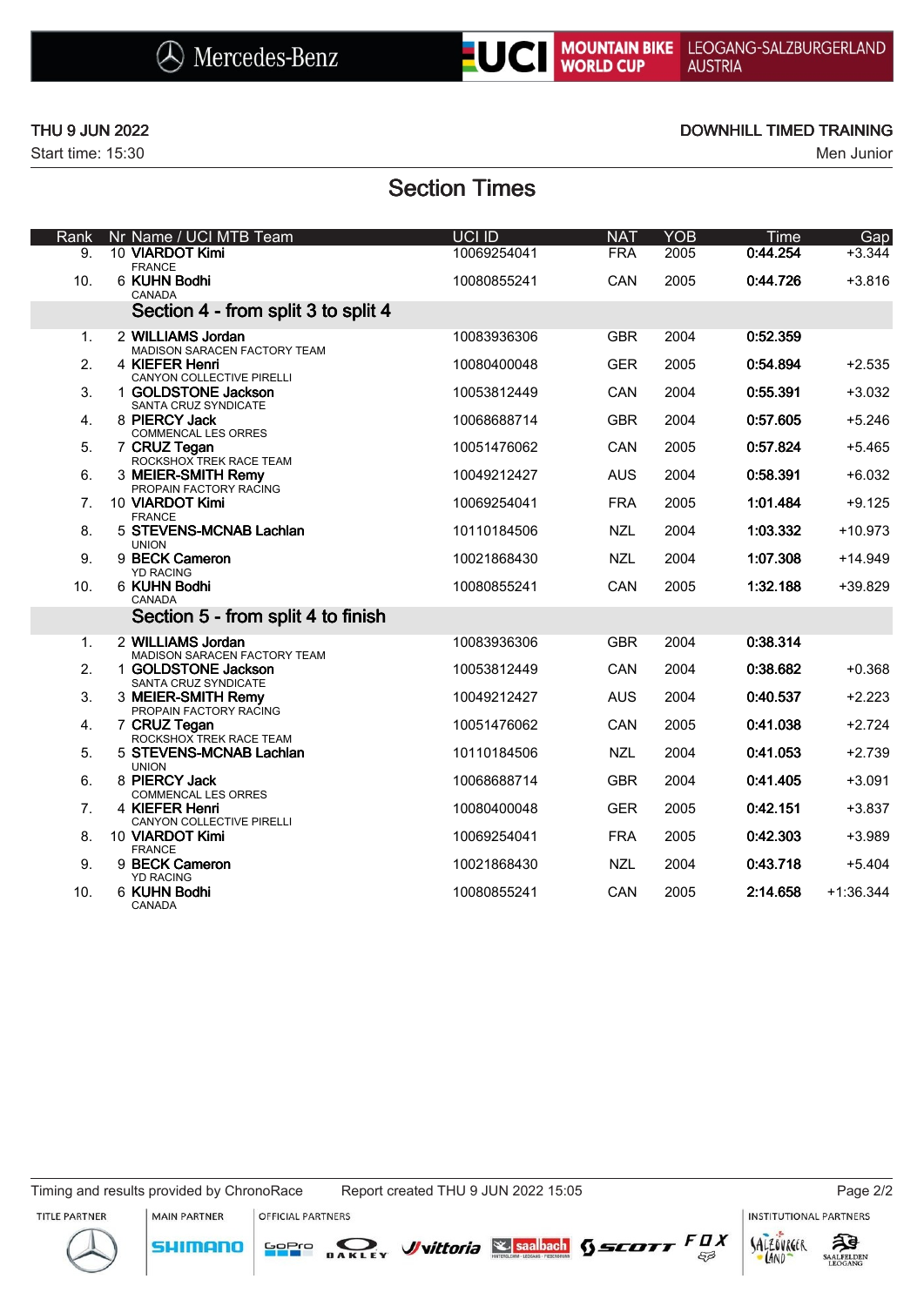THU 9 JUN 2022

Start time: 15:30

DOWNHILL TIMED TRAINING

Men Junior

# Section Times

| Rank | Nr | Name / UCI MTB Team | UCI ID | NAT | YOB | Time | Gap |
|---|---|---|---|---|---|---|---|
| 9. | 10 | **VIARDOT Kimi**<br>FRANCE | 10069254041 | FRA | 2005 | **0:44.254** | +3.344 |
| 10. | 6 | **KUHN Bodhi**<br>CANADA | 10080855241 | CAN | 2005 | **0:44.726** | +3.816 |
| | | **Section 4 - from split 3 to split 4** | | | | | |
| 1. | 2 | **WILLIAMS Jordan**<br>MADISON SARACEN FACTORY TEAM | 10083936306 | GBR | 2004 | **0:52.359** | |
| 2. | 4 | **KIEFER Henri**<br>CANYON COLLECTIVE PIRELLI | 10080400048 | GER | 2005 | **0:54.894** | +2.535 |
| 3. | 1 | **GOLDSTONE Jackson**<br>SANTA CRUZ SYNDICATE | 10053812449 | CAN | 2004 | **0:55.391** | +3.032 |
| 4. | 8 | **PIERCY Jack**<br>COMMENCAL LES ORRES | 10068688714 | GBR | 2004 | **0:57.605** | +5.246 |
| 5. | 7 | **CRUZ Tegan**<br>ROCKSHOX TREK RACE TEAM | 10051476062 | CAN | 2005 | **0:57.824** | +5.465 |
| 6. | 3 | **MEIER-SMITH Remy**<br>PROPAIN FACTORY RACING | 10049212427 | AUS | 2004 | **0:58.391** | +6.032 |
| 7. | 10 | **VIARDOT Kimi**<br>FRANCE | 10069254041 | FRA | 2005 | **1:01.484** | +9.125 |
| 8. | 5 | **STEVENS-MCNAB Lachlan**<br>UNION | 10110184506 | NZL | 2004 | **1:03.332** | +10.973 |
| 9. | 9 | **BECK Cameron**<br>YD RACING | 10021868430 | NZL | 2004 | **1:07.308** | +14.949 |
| 10. | 6 | **KUHN Bodhi**<br>CANADA | 10080855241 | CAN | 2005 | **1:32.188** | +39.829 |
| | | **Section 5 - from split 4 to finish** | | | | | |
| 1. | 2 | **WILLIAMS Jordan**<br>MADISON SARACEN FACTORY TEAM | 10083936306 | GBR | 2004 | **0:38.314** | |
| 2. | 1 | **GOLDSTONE Jackson**<br>SANTA CRUZ SYNDICATE | 10053812449 | CAN | 2004 | **0:38.682** | +0.368 |
| 3. | 3 | **MEIER-SMITH Remy**<br>PROPAIN FACTORY RACING | 10049212427 | AUS | 2004 | **0:40.537** | +2.223 |
| 4. | 7 | **CRUZ Tegan**<br>ROCKSHOX TREK RACE TEAM | 10051476062 | CAN | 2005 | **0:41.038** | +2.724 |
| 5. | 5 | **STEVENS-MCNAB Lachlan**<br>UNION | 10110184506 | NZL | 2004 | **0:41.053** | +2.739 |
| 6. | 8 | **PIERCY Jack**<br>COMMENCAL LES ORRES | 10068688714 | GBR | 2004 | **0:41.405** | +3.091 |
| 7. | 4 | **KIEFER Henri**<br>CANYON COLLECTIVE PIRELLI | 10080400048 | GER | 2005 | **0:42.151** | +3.837 |
| 8. | 10 | **VIARDOT Kimi**<br>FRANCE | 10069254041 | FRA | 2005 | **0:42.303** | +3.989 |
| 9. | 9 | **BECK Cameron**<br>YD RACING | 10021868430 | NZL | 2004 | **0:43.718** | +5.404 |
| 10. | 6 | **KUHN Bodhi**<br>CANADA | 10080855241 | CAN | 2005 | **2:14.658** | +1:36.344 |

Timing and results provided by ChronoRace  Report created THU 9 JUN 2022 15:05